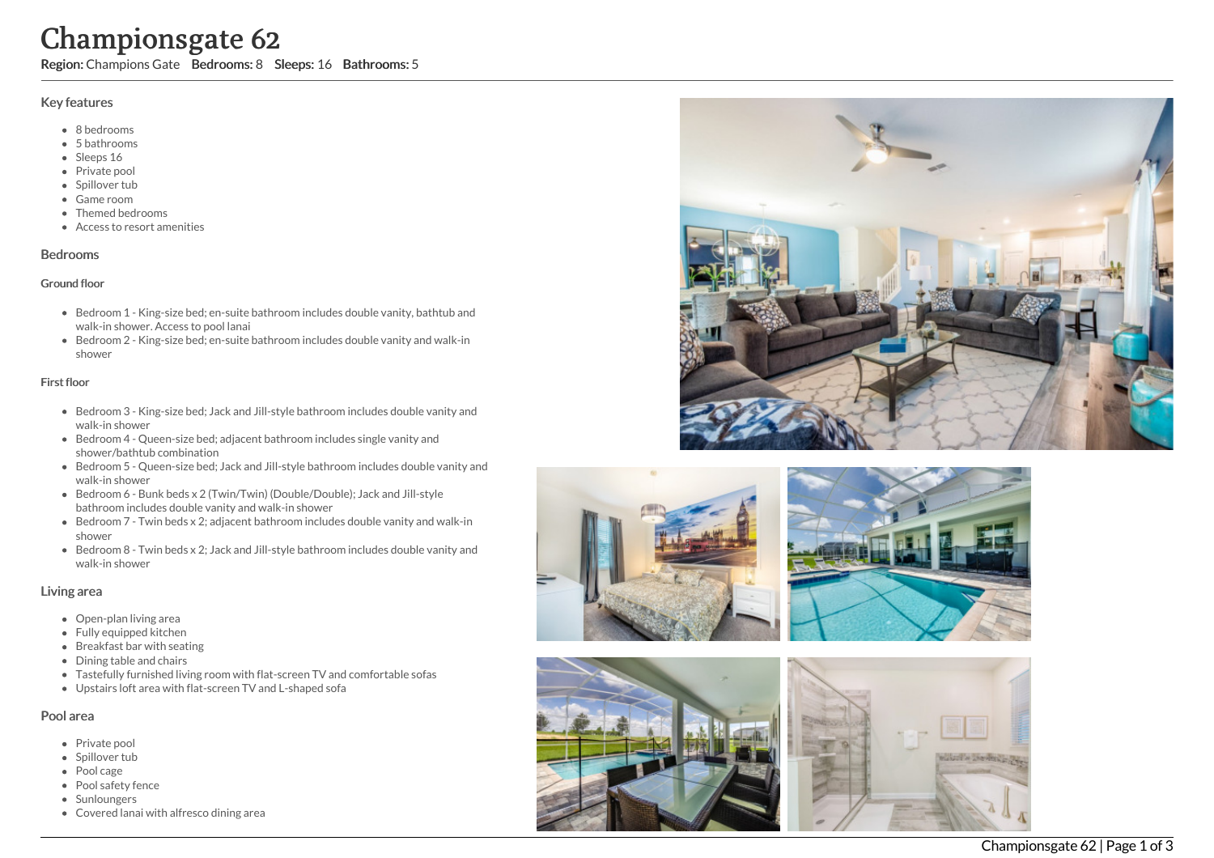# Championsgate 62

**Region:** Champions Gate **Bedrooms:** 8 **Sleeps:** 16 **Bathrooms:** 5

## Key features

- 8 bedrooms
- 5 bathrooms
- Sleeps 16
- Private pool
- Spillover tub
- Game room
- Themed bedrooms
- Access to resort amenities

## Bedrooms

### Ground floor

- Bedroom 1 - King-size bed; en-suite bathroom includes double vanity, bathtub and walk-in shower. Access to pool lanai
- Bedroom 2 - King-size bed; en-suite bathroom includes double vanity and walk-in shower

### First floor

- Bedroom 3 - King-size bed; Jack and Jill-style bathroom includes double vanity and walk-in shower
- Bedroom 4 - Queen-size bed; adjacent bathroom includes single vanity and shower/bathtub combination
- Bedroom 5 - Queen-size bed; Jack and Jill-style bathroom includes double vanity and walk-in shower
- Bedroom 6 - Bunk beds x 2 (Twin/Twin) (Double/Double); Jack and Jill-style bathroom includes double vanity and walk-in shower
- Bedroom 7 - Twin beds x 2; adjacent bathroom includes double vanity and walk-in shower
- Bedroom 8 - Twin beds x 2; Jack and Jill-style bathroom includes double vanity and walk-in shower

## Living area

- Open-plan living area
- Fully equipped kitchen
- Breakfast bar with seating
- Dining table and chairs
- Tastefully furnished living room with flat-screen TV and comfortable sofas
- Upstairs loft area with flat-screen TV and L-shaped sofa

## Pool area

- Private pool
- Spillover tub
- Pool cage
- Pool safety fence
- Sunloungers
- Covered lanai with alfresco dining area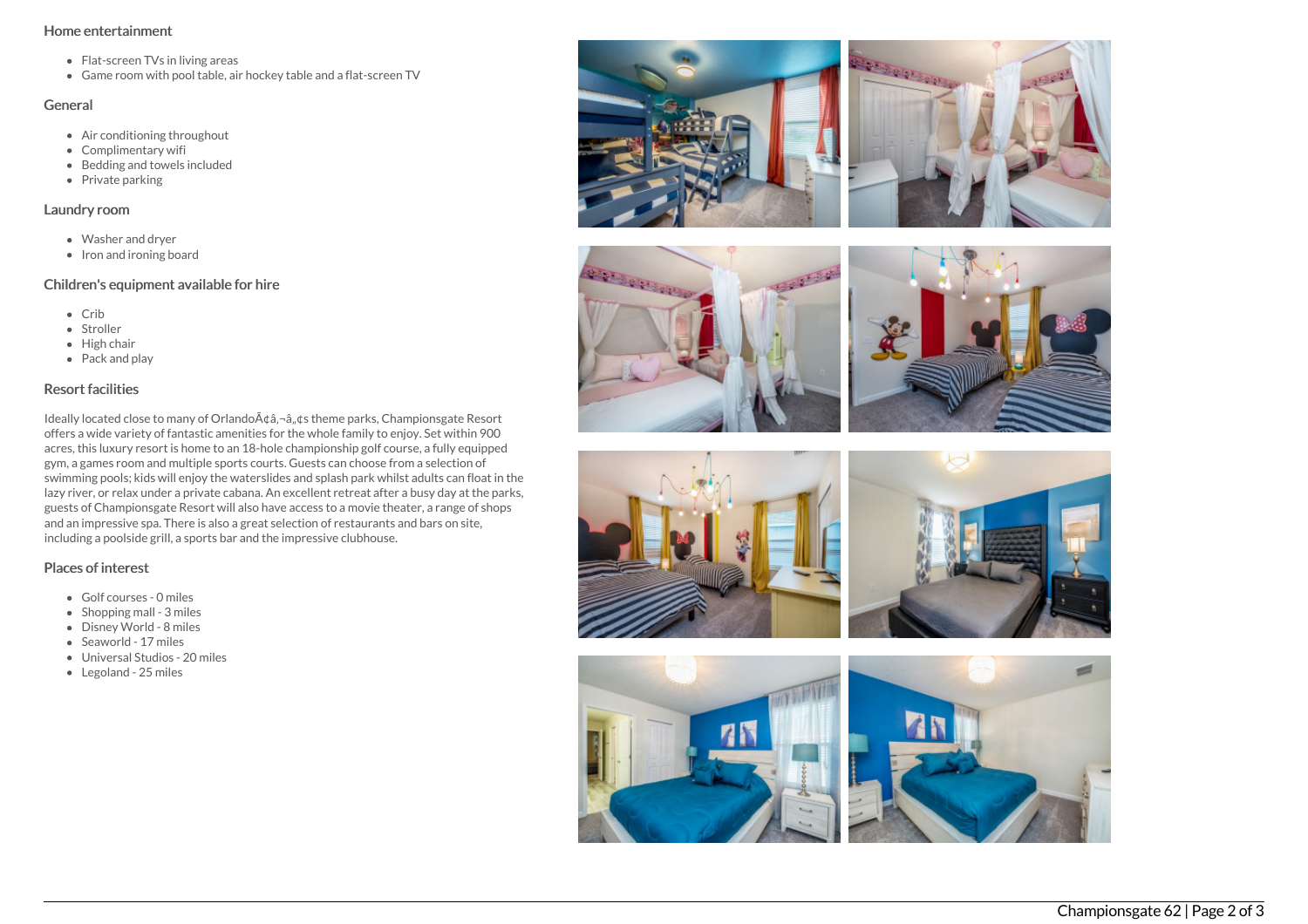## Home entertainment

- Flat-screen TVs in living areas
- Game room with pool table, air hockey table and a flat-screen TV

## General

- Air conditioning throughout
- Complimentary wifi
- Bedding and towels included
- Private parking

## Laundry room

- Washer and dryer
- Iron and ironing board

## Children's equipment available for hire

- Crib
- Stroller
- High chair
- Pack and play

## Resort facilities

Ideally located close to many of OrlandoÃ¢â‚¬â„¢s theme parks, Championsgate Resort offers a wide variety of fantastic amenities for the whole family to enjoy. Set within 900 acres, this luxury resort is home to an 18-hole championship golf course, a fully equipped gym, a games room and multiple sports courts. Guests can choose from a selection of swimming pools; kids will enjoy the waterslides and splash park whilst adults can float in the lazy river, or relax under a private cabana. An excellent retreat after a busy day at the parks, guests of Championsgate Resort will also have access to a movie theater, a range of shops and an impressive spa. There is also a great selection of restaurants and bars on site, including a poolside grill, a sports bar and the impressive clubhouse.

## Places of interest

- Golf courses - 0 miles
- Shopping mall - 3 miles
- Disney World - 8 miles
- Seaworld - 17 miles
- Universal Studios - 20 miles
- Legoland - 25 miles